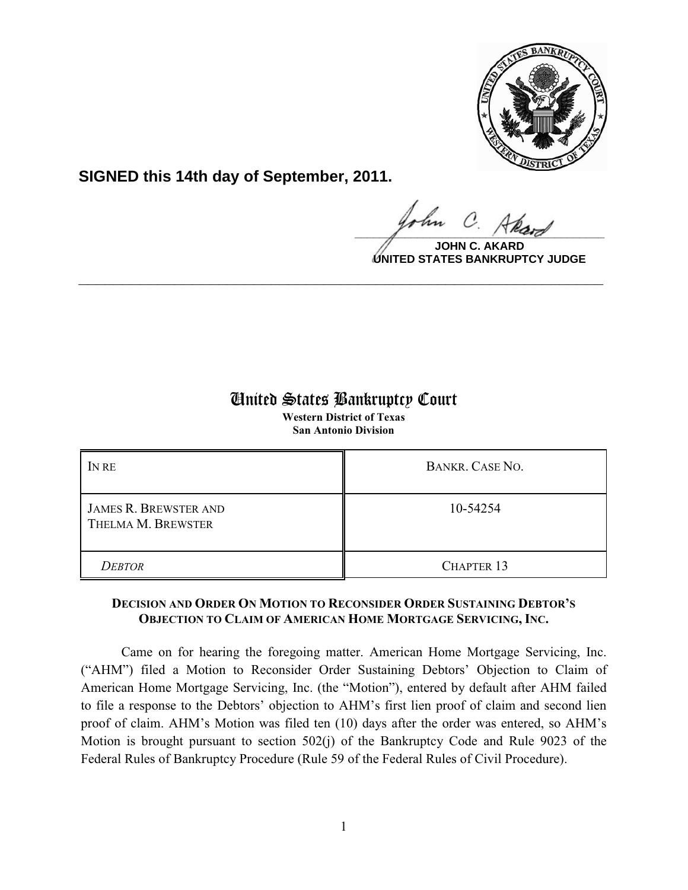**SIGNED this 14th day of September, 2011.**

**JOHN C. AKARD**
**UNITED STATES BANKRUPTCY JUDGE**

---

# United States Bankruptcy Court

**Western District of Texas**
**San Antonio Division**

| | |
|---|---|
| IN RE | BANKR. CASE NO. |
| JAMES R. BREWSTER AND THELMA M. BREWSTER | 10-54254 |
| *DEBTOR* | CHAPTER 13 |

### DECISION AND ORDER ON MOTION TO RECONSIDER ORDER SUSTAINING DEBTOR'S OBJECTION TO CLAIM OF AMERICAN HOME MORTGAGE SERVICING, INC.

Came on for hearing the foregoing matter. American Home Mortgage Servicing, Inc. ("AHM") filed a Motion to Reconsider Order Sustaining Debtors' Objection to Claim of American Home Mortgage Servicing, Inc. (the "Motion"), entered by default after AHM failed to file a response to the Debtors' objection to AHM's first lien proof of claim and second lien proof of claim. AHM's Motion was filed ten (10) days after the order was entered, so AHM's Motion is brought pursuant to section 502(j) of the Bankruptcy Code and Rule 9023 of the Federal Rules of Bankruptcy Procedure (Rule 59 of the Federal Rules of Civil Procedure).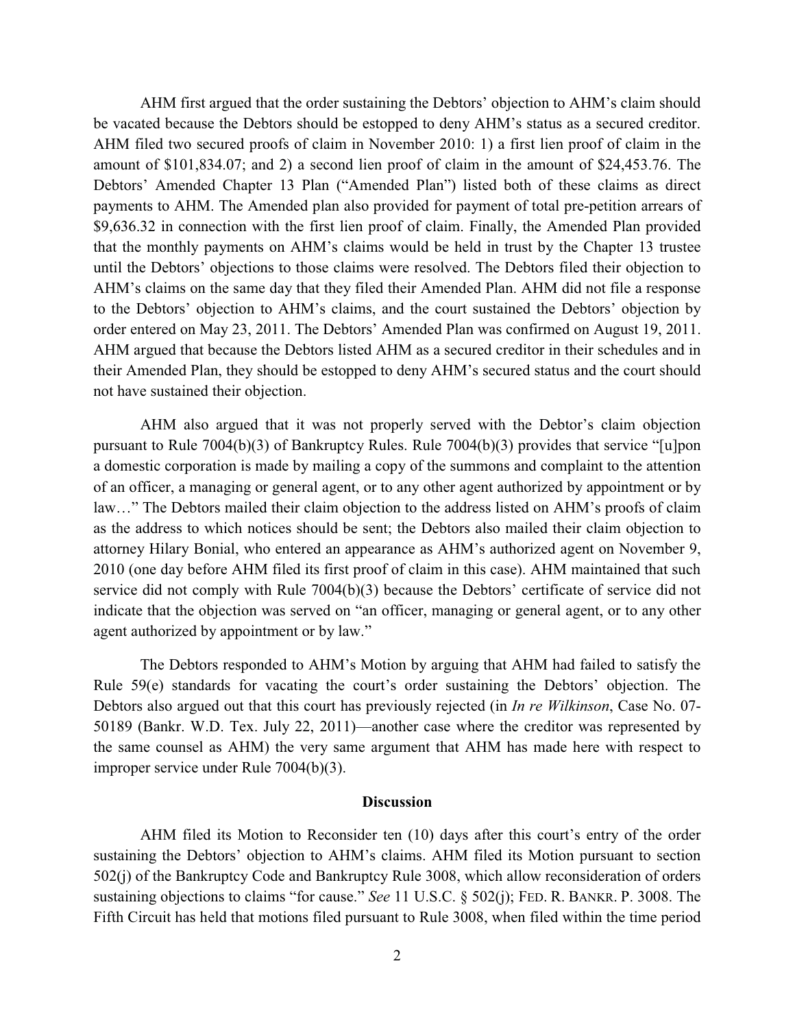AHM first argued that the order sustaining the Debtors' objection to AHM's claim should be vacated because the Debtors should be estopped to deny AHM's status as a secured creditor. AHM filed two secured proofs of claim in November 2010: 1) a first lien proof of claim in the amount of $101,834.07; and 2) a second lien proof of claim in the amount of $24,453.76. The Debtors' Amended Chapter 13 Plan ("Amended Plan") listed both of these claims as direct payments to AHM. The Amended plan also provided for payment of total pre-petition arrears of $9,636.32 in connection with the first lien proof of claim. Finally, the Amended Plan provided that the monthly payments on AHM's claims would be held in trust by the Chapter 13 trustee until the Debtors' objections to those claims were resolved. The Debtors filed their objection to AHM's claims on the same day that they filed their Amended Plan. AHM did not file a response to the Debtors' objection to AHM's claims, and the court sustained the Debtors' objection by order entered on May 23, 2011. The Debtors' Amended Plan was confirmed on August 19, 2011. AHM argued that because the Debtors listed AHM as a secured creditor in their schedules and in their Amended Plan, they should be estopped to deny AHM's secured status and the court should not have sustained their objection.

AHM also argued that it was not properly served with the Debtor's claim objection pursuant to Rule 7004(b)(3) of Bankruptcy Rules. Rule 7004(b)(3) provides that service "[u]pon a domestic corporation is made by mailing a copy of the summons and complaint to the attention of an officer, a managing or general agent, or to any other agent authorized by appointment or by law…" The Debtors mailed their claim objection to the address listed on AHM's proofs of claim as the address to which notices should be sent; the Debtors also mailed their claim objection to attorney Hilary Bonial, who entered an appearance as AHM's authorized agent on November 9, 2010 (one day before AHM filed its first proof of claim in this case). AHM maintained that such service did not comply with Rule 7004(b)(3) because the Debtors' certificate of service did not indicate that the objection was served on "an officer, managing or general agent, or to any other agent authorized by appointment or by law."

The Debtors responded to AHM's Motion by arguing that AHM had failed to satisfy the Rule 59(e) standards for vacating the court's order sustaining the Debtors' objection. The Debtors also argued out that this court has previously rejected (in *In re Wilkinson*, Case No. 07-50189 (Bankr. W.D. Tex. July 22, 2011)—another case where the creditor was represented by the same counsel as AHM) the very same argument that AHM has made here with respect to improper service under Rule 7004(b)(3).

## Discussion

AHM filed its Motion to Reconsider ten (10) days after this court's entry of the order sustaining the Debtors' objection to AHM's claims. AHM filed its Motion pursuant to section 502(j) of the Bankruptcy Code and Bankruptcy Rule 3008, which allow reconsideration of orders sustaining objections to claims "for cause." *See* 11 U.S.C. § 502(j); FED. R. BANKR. P. 3008. The Fifth Circuit has held that motions filed pursuant to Rule 3008, when filed within the time period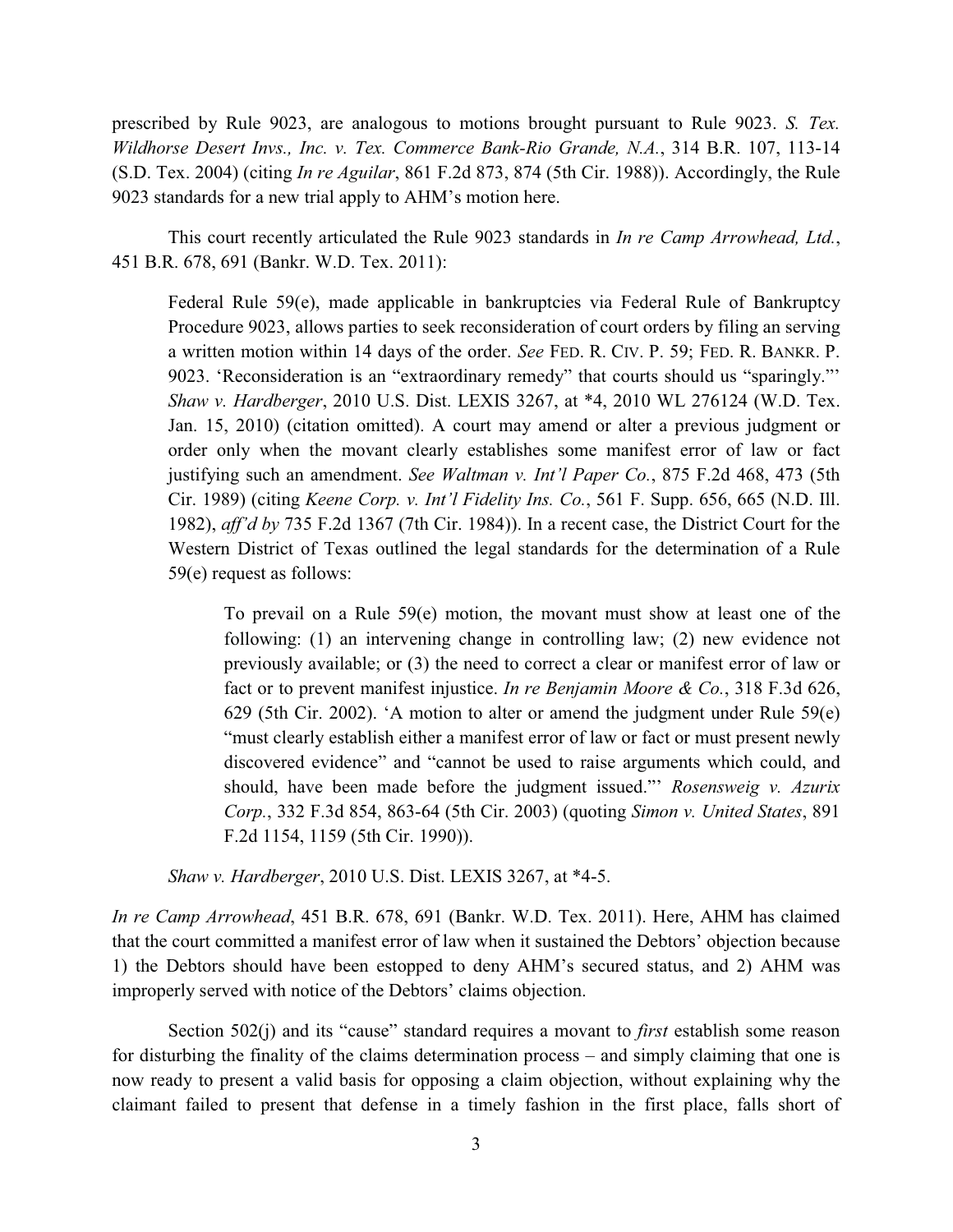prescribed by Rule 9023, are analogous to motions brought pursuant to Rule 9023. *S. Tex. Wildhorse Desert Invs., Inc. v. Tex. Commerce Bank-Rio Grande, N.A.*, 314 B.R. 107, 113-14 (S.D. Tex. 2004) (citing *In re Aguilar*, 861 F.2d 873, 874 (5th Cir. 1988)). Accordingly, the Rule 9023 standards for a new trial apply to AHM's motion here.

This court recently articulated the Rule 9023 standards in *In re Camp Arrowhead, Ltd.*, 451 B.R. 678, 691 (Bankr. W.D. Tex. 2011):

> Federal Rule 59(e), made applicable in bankruptcies via Federal Rule of Bankruptcy Procedure 9023, allows parties to seek reconsideration of court orders by filing an serving a written motion within 14 days of the order. *See* FED. R. CIV. P. 59; FED. R. BANKR. P. 9023. 'Reconsideration is an "extraordinary remedy" that courts should us "sparingly."' *Shaw v. Hardberger*, 2010 U.S. Dist. LEXIS 3267, at *4, 2010 WL 276124 (W.D. Tex. Jan. 15, 2010) (citation omitted). A court may amend or alter a previous judgment or order only when the movant clearly establishes some manifest error of law or fact justifying such an amendment. *See Waltman v. Int'l Paper Co.*, 875 F.2d 468, 473 (5th Cir. 1989) (citing *Keene Corp. v. Int'l Fidelity Ins. Co.*, 561 F. Supp. 656, 665 (N.D. Ill. 1982), *aff'd by* 735 F.2d 1367 (7th Cir. 1984)). In a recent case, the District Court for the Western District of Texas outlined the legal standards for the determination of a Rule 59(e) request as follows:
>
>> To prevail on a Rule 59(e) motion, the movant must show at least one of the following: (1) an intervening change in controlling law; (2) new evidence not previously available; or (3) the need to correct a clear or manifest error of law or fact or to prevent manifest injustice. *In re Benjamin Moore & Co.*, 318 F.3d 626, 629 (5th Cir. 2002). 'A motion to alter or amend the judgment under Rule 59(e) "must clearly establish either a manifest error of law or fact or must present newly discovered evidence" and "cannot be used to raise arguments which could, and should, have been made before the judgment issued."' *Rosensweig v. Azurix Corp.*, 332 F.3d 854, 863-64 (5th Cir. 2003) (quoting *Simon v. United States*, 891 F.2d 1154, 1159 (5th Cir. 1990)).
>
> *Shaw v. Hardberger*, 2010 U.S. Dist. LEXIS 3267, at *4-5.

*In re Camp Arrowhead*, 451 B.R. 678, 691 (Bankr. W.D. Tex. 2011). Here, AHM has claimed that the court committed a manifest error of law when it sustained the Debtors' objection because 1) the Debtors should have been estopped to deny AHM's secured status, and 2) AHM was improperly served with notice of the Debtors' claims objection.

Section 502(j) and its "cause" standard requires a movant to *first* establish some reason for disturbing the finality of the claims determination process – and simply claiming that one is now ready to present a valid basis for opposing a claim objection, without explaining why the claimant failed to present that defense in a timely fashion in the first place, falls short of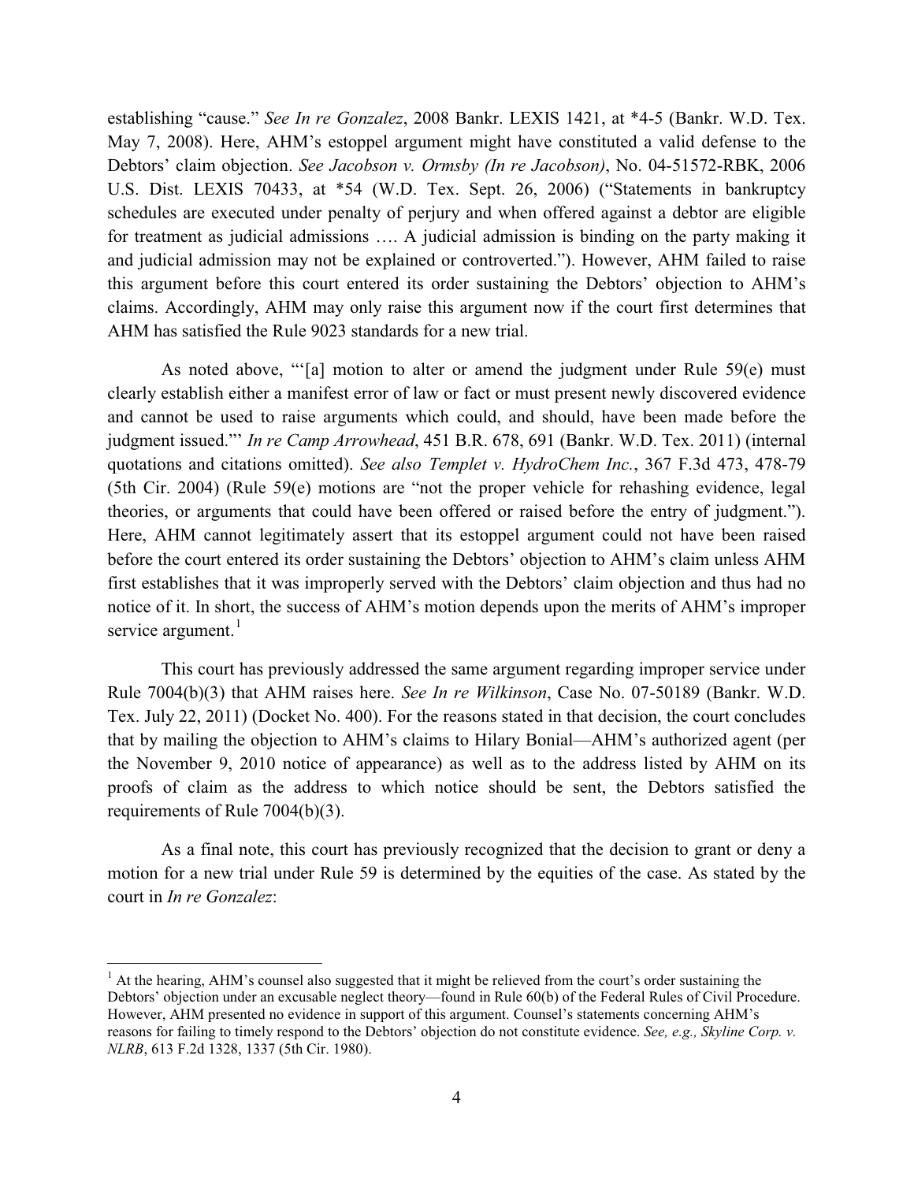establishing "cause." *See In re Gonzalez*, 2008 Bankr. LEXIS 1421, at *4-5 (Bankr. W.D. Tex. May 7, 2008). Here, AHM's estoppel argument might have constituted a valid defense to the Debtors' claim objection. *See Jacobson v. Ormsby (In re Jacobson)*, No. 04-51572-RBK, 2006 U.S. Dist. LEXIS 70433, at *54 (W.D. Tex. Sept. 26, 2006) ("Statements in bankruptcy schedules are executed under penalty of perjury and when offered against a debtor are eligible for treatment as judicial admissions …. A judicial admission is binding on the party making it and judicial admission may not be explained or controverted."). However, AHM failed to raise this argument before this court entered its order sustaining the Debtors' objection to AHM's claims. Accordingly, AHM may only raise this argument now if the court first determines that AHM has satisfied the Rule 9023 standards for a new trial.

As noted above, "'[a] motion to alter or amend the judgment under Rule 59(e) must clearly establish either a manifest error of law or fact or must present newly discovered evidence and cannot be used to raise arguments which could, and should, have been made before the judgment issued."' *In re Camp Arrowhead*, 451 B.R. 678, 691 (Bankr. W.D. Tex. 2011) (internal quotations and citations omitted). *See also Templet v. HydroChem Inc.*, 367 F.3d 473, 478-79 (5th Cir. 2004) (Rule 59(e) motions are "not the proper vehicle for rehashing evidence, legal theories, or arguments that could have been offered or raised before the entry of judgment."). Here, AHM cannot legitimately assert that its estoppel argument could not have been raised before the court entered its order sustaining the Debtors' objection to AHM's claim unless AHM first establishes that it was improperly served with the Debtors' claim objection and thus had no notice of it. In short, the success of AHM's motion depends upon the merits of AHM's improper service argument.[1]

This court has previously addressed the same argument regarding improper service under Rule 7004(b)(3) that AHM raises here. *See In re Wilkinson*, Case No. 07-50189 (Bankr. W.D. Tex. July 22, 2011) (Docket No. 400). For the reasons stated in that decision, the court concludes that by mailing the objection to AHM's claims to Hilary Bonial—AHM's authorized agent (per the November 9, 2010 notice of appearance) as well as to the address listed by AHM on its proofs of claim as the address to which notice should be sent, the Debtors satisfied the requirements of Rule 7004(b)(3).

As a final note, this court has previously recognized that the decision to grant or deny a motion for a new trial under Rule 59 is determined by the equities of the case. As stated by the court in *In re Gonzalez*:

---

[1] At the hearing, AHM's counsel also suggested that it might be relieved from the court's order sustaining the Debtors' objection under an excusable neglect theory—found in Rule 60(b) of the Federal Rules of Civil Procedure. However, AHM presented no evidence in support of this argument. Counsel's statements concerning AHM's reasons for failing to timely respond to the Debtors' objection do not constitute evidence. *See, e.g., Skyline Corp. v. NLRB*, 613 F.2d 1328, 1337 (5th Cir. 1980).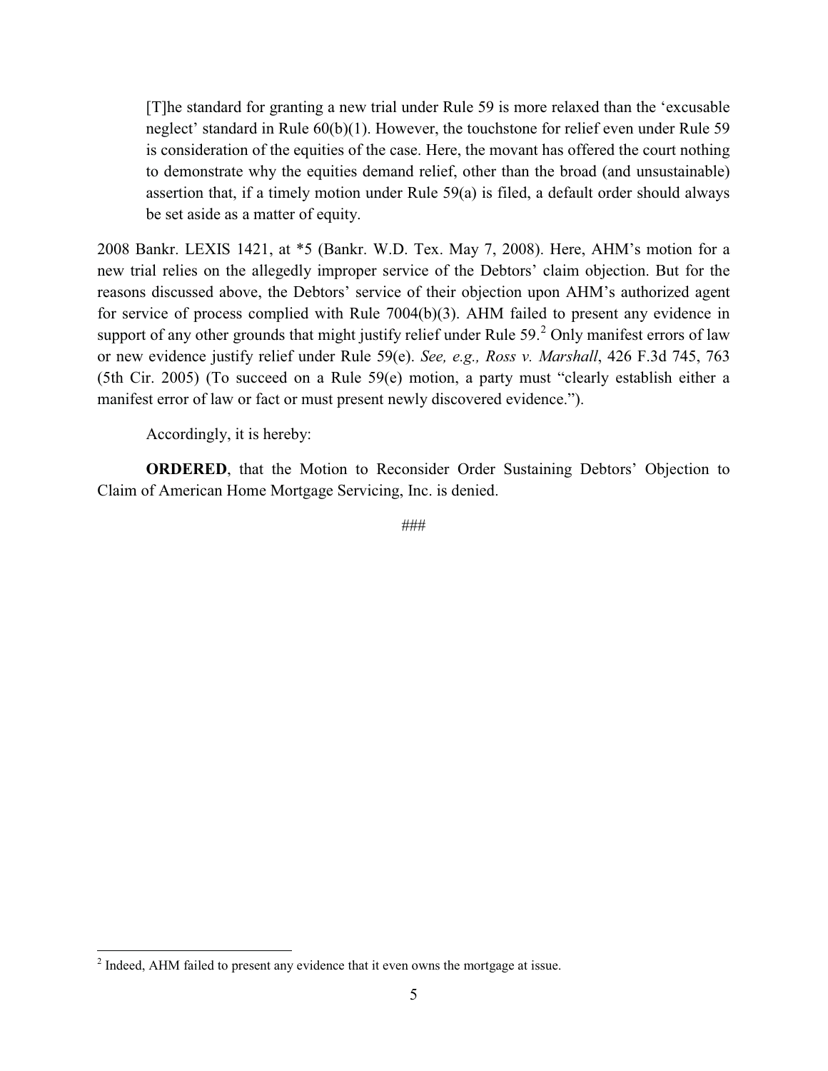> [T]he standard for granting a new trial under Rule 59 is more relaxed than the 'excusable neglect' standard in Rule 60(b)(1). However, the touchstone for relief even under Rule 59 is consideration of the equities of the case. Here, the movant has offered the court nothing to demonstrate why the equities demand relief, other than the broad (and unsustainable) assertion that, if a timely motion under Rule 59(a) is filed, a default order should always be set aside as a matter of equity.

2008 Bankr. LEXIS 1421, at *5 (Bankr. W.D. Tex. May 7, 2008). Here, AHM's motion for a new trial relies on the allegedly improper service of the Debtors' claim objection. But for the reasons discussed above, the Debtors' service of their objection upon AHM's authorized agent for service of process complied with Rule 7004(b)(3). AHM failed to present any evidence in support of any other grounds that might justify relief under Rule 59.[2] Only manifest errors of law or new evidence justify relief under Rule 59(e). *See, e.g., Ross v. Marshall*, 426 F.3d 745, 763 (5th Cir. 2005) (To succeed on a Rule 59(e) motion, a party must "clearly establish either a manifest error of law or fact or must present newly discovered evidence.").

Accordingly, it is hereby:

**ORDERED**, that the Motion to Reconsider Order Sustaining Debtors' Objection to Claim of American Home Mortgage Servicing, Inc. is denied.

###

[2] Indeed, AHM failed to present any evidence that it even owns the mortgage at issue.